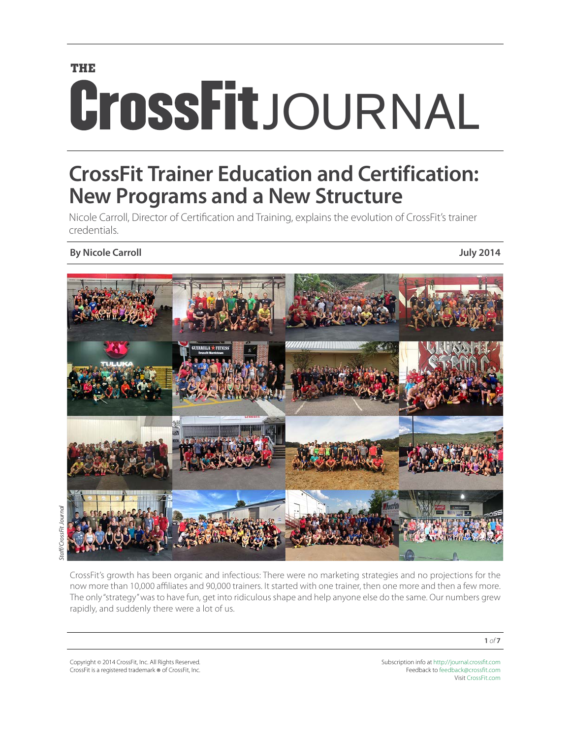THE

# CrossFit JOURNAL

## CrossFit Trainer Education and Certification: New Programs and a New Structure

Nicole Carroll, Director of Certification and Training, explains the evolution of CrossFit's trainer credentials.

**By Nicole Carroll** **July 2014**

*Staff/CrossFit Journal*

CrossFit's growth has been organic and infectious: There were no marketing strategies and no projections for the now more than 10,000 affiliates and 90,000 trainers. It started with one trainer, then one more and then a few more. The only "strategy" was to have fun, get into ridiculous shape and help anyone else do the same. Our numbers grew rapidly, and suddenly there were a lot of us.

Copyright © 2014 CrossFit, Inc. All Rights Reserved.
CrossFit is a registered trademark ® of CrossFit, Inc.

Subscription info at http://journal.crossfit.com
Feedback to feedback@crossfit.com
Visit CrossFit.com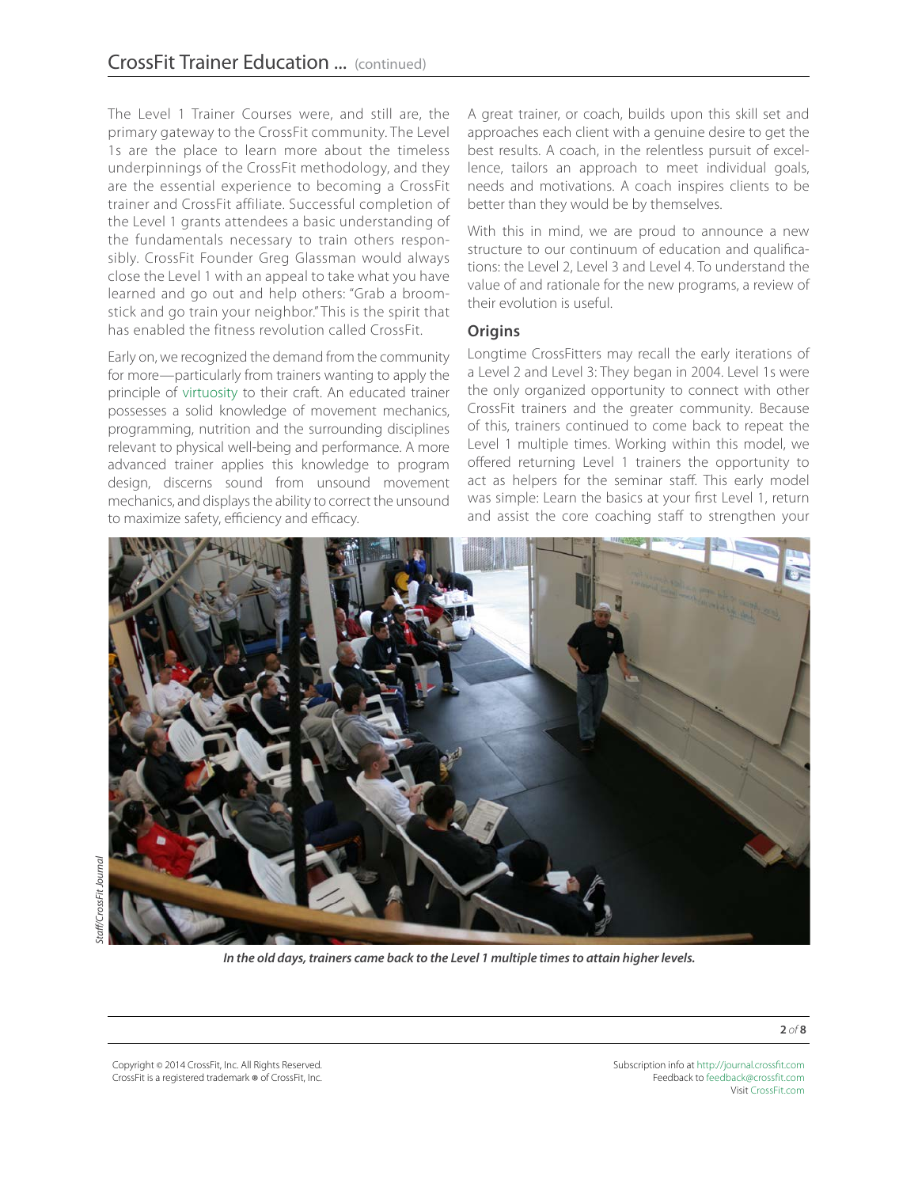The Level 1 Trainer Courses were, and still are, the primary gateway to the CrossFit community. The Level 1s are the place to learn more about the timeless underpinnings of the CrossFit methodology, and they are the essential experience to becoming a CrossFit trainer and CrossFit affiliate. Successful completion of the Level 1 grants attendees a basic understanding of the fundamentals necessary to train others responsibly. CrossFit Founder Greg Glassman would always close the Level 1 with an appeal to take what you have learned and go out and help others: "Grab a broomstick and go train your neighbor." This is the spirit that has enabled the fitness revolution called CrossFit.

Early on, we recognized the demand from the community for more—particularly from trainers wanting to apply the principle of virtuosity to their craft. An educated trainer possesses a solid knowledge of movement mechanics, programming, nutrition and the surrounding disciplines relevant to physical well-being and performance. A more advanced trainer applies this knowledge to program design, discerns sound from unsound movement mechanics, and displays the ability to correct the unsound to maximize safety, efficiency and efficacy.

A great trainer, or coach, builds upon this skill set and approaches each client with a genuine desire to get the best results. A coach, in the relentless pursuit of excellence, tailors an approach to meet individual goals, needs and motivations. A coach inspires clients to be better than they would be by themselves.

With this in mind, we are proud to announce a new structure to our continuum of education and qualifications: the Level 2, Level 3 and Level 4. To understand the value of and rationale for the new programs, a review of their evolution is useful.

## Origins

Longtime CrossFitters may recall the early iterations of a Level 2 and Level 3: They began in 2004. Level 1s were the only organized opportunity to connect with other CrossFit trainers and the greater community. Because of this, trainers continued to come back to repeat the Level 1 multiple times. Working within this model, we offered returning Level 1 trainers the opportunity to act as helpers for the seminar staff. This early model was simple: Learn the basics at your first Level 1, return and assist the core coaching staff to strengthen your

Staff/CrossFit Journal

***In the old days, trainers came back to the Level 1 multiple times to attain higher levels.***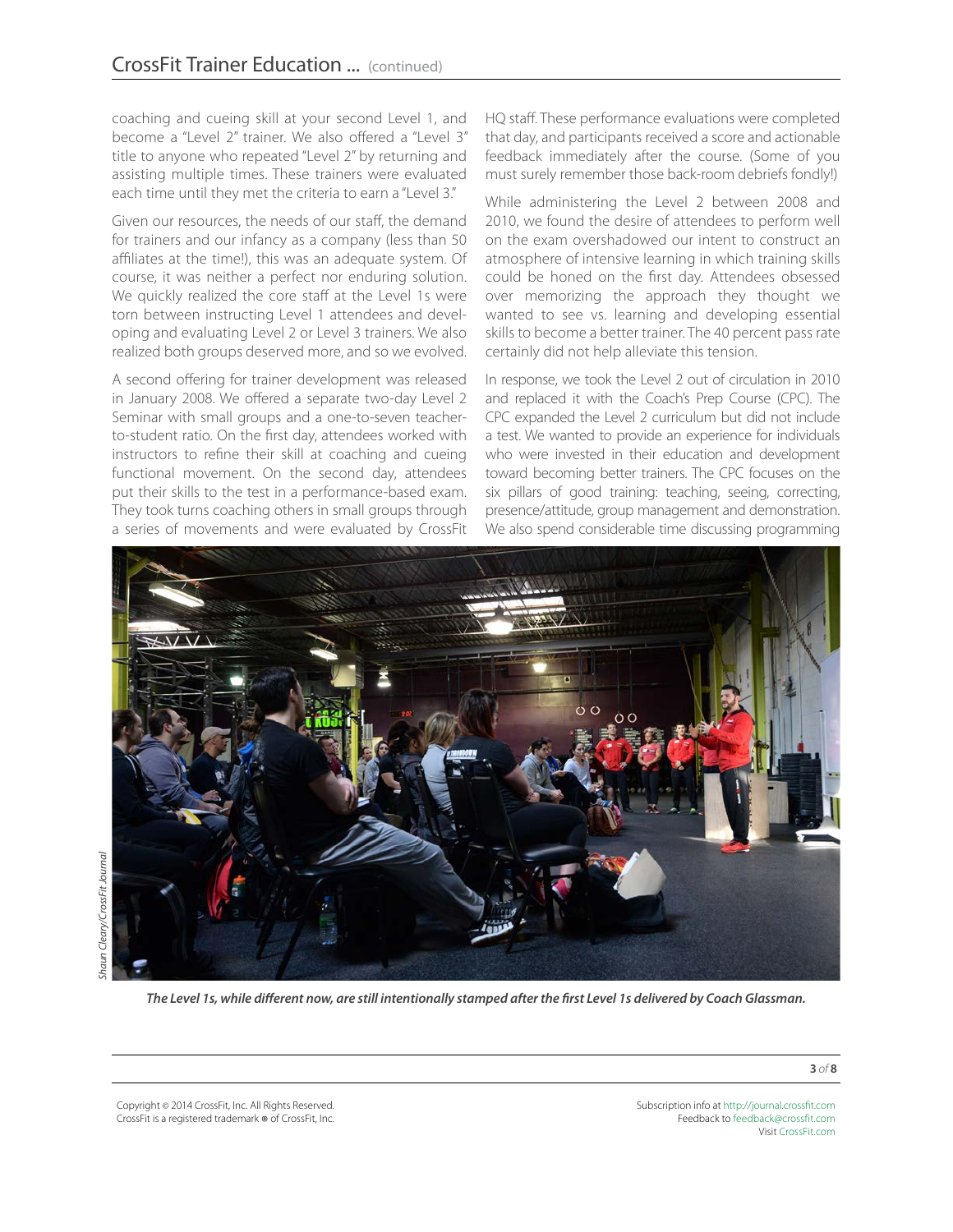coaching and cueing skill at your second Level 1, and become a "Level 2" trainer. We also offered a "Level 3" title to anyone who repeated "Level 2" by returning and assisting multiple times. These trainers were evaluated each time until they met the criteria to earn a "Level 3."

Given our resources, the needs of our staff, the demand for trainers and our infancy as a company (less than 50 affiliates at the time!), this was an adequate system. Of course, it was neither a perfect nor enduring solution. We quickly realized the core staff at the Level 1s were torn between instructing Level 1 attendees and developing and evaluating Level 2 or Level 3 trainers. We also realized both groups deserved more, and so we evolved.

A second offering for trainer development was released in January 2008. We offered a separate two-day Level 2 Seminar with small groups and a one-to-seven teacher-to-student ratio. On the first day, attendees worked with instructors to refine their skill at coaching and cueing functional movement. On the second day, attendees put their skills to the test in a performance-based exam. They took turns coaching others in small groups through a series of movements and were evaluated by CrossFit HQ staff. These performance evaluations were completed that day, and participants received a score and actionable feedback immediately after the course. (Some of you must surely remember those back-room debriefs fondly!)

While administering the Level 2 between 2008 and 2010, we found the desire of attendees to perform well on the exam overshadowed our intent to construct an atmosphere of intensive learning in which training skills could be honed on the first day. Attendees obsessed over memorizing the approach they thought we wanted to see vs. learning and developing essential skills to become a better trainer. The 40 percent pass rate certainly did not help alleviate this tension.

In response, we took the Level 2 out of circulation in 2010 and replaced it with the Coach's Prep Course (CPC). The CPC expanded the Level 2 curriculum but did not include a test. We wanted to provide an experience for individuals who were invested in their education and development toward becoming better trainers. The CPC focuses on the six pillars of good training: teaching, seeing, correcting, presence/attitude, group management and demonstration. We also spend considerable time discussing programming

*Shaun Cleary/CrossFit Journal*

***The Level 1s, while different now, are still intentionally stamped after the first Level 1s delivered by Coach Glassman.***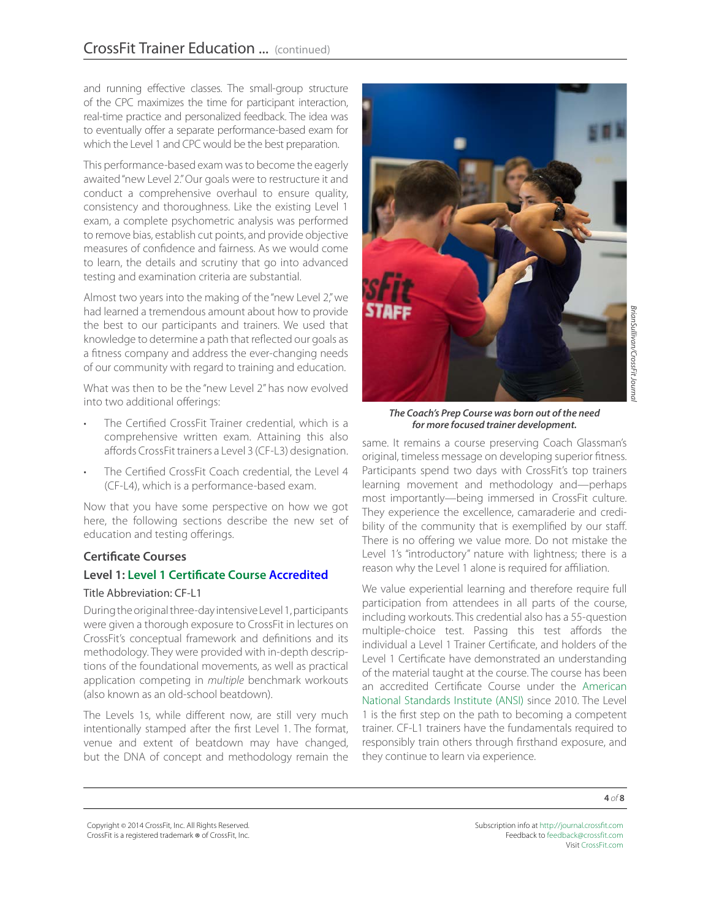and running effective classes. The small-group structure of the CPC maximizes the time for participant interaction, real-time practice and personalized feedback. The idea was to eventually offer a separate performance-based exam for which the Level 1 and CPC would be the best preparation.

This performance-based exam was to become the eagerly awaited "new Level 2." Our goals were to restructure it and conduct a comprehensive overhaul to ensure quality, consistency and thoroughness. Like the existing Level 1 exam, a complete psychometric analysis was performed to remove bias, establish cut points, and provide objective measures of confidence and fairness. As we would come to learn, the details and scrutiny that go into advanced testing and examination criteria are substantial.

Almost two years into the making of the "new Level 2," we had learned a tremendous amount about how to provide the best to our participants and trainers. We used that knowledge to determine a path that reflected our goals as a fitness company and address the ever-changing needs of our community with regard to training and education.

What was then to be the "new Level 2" has now evolved into two additional offerings:

- The Certified CrossFit Trainer credential, which is a comprehensive written exam. Attaining this also affords CrossFit trainers a Level 3 (CF-L3) designation.
- The Certified CrossFit Coach credential, the Level 4 (CF-L4), which is a performance-based exam.

Now that you have some perspective on how we got here, the following sections describe the new set of education and testing offerings.

### Certificate Courses

### Level 1: Level 1 Certificate Course Accredited

Title Abbreviation: CF-L1

During the original three-day intensive Level 1, participants were given a thorough exposure to CrossFit in lectures on CrossFit's conceptual framework and definitions and its methodology. They were provided with in-depth descriptions of the foundational movements, as well as practical application competing in *multiple* benchmark workouts (also known as an old-school beatdown).

The Levels 1s, while different now, are still very much intentionally stamped after the first Level 1. The format, venue and extent of beatdown may have changed, but the DNA of concept and methodology remain the same. It remains a course preserving Coach Glassman's original, timeless message on developing superior fitness. Participants spend two days with CrossFit's top trainers learning movement and methodology and—perhaps most importantly—being immersed in CrossFit culture. They experience the excellence, camaraderie and credibility of the community that is exemplified by our staff. There is no offering we value more. Do not mistake the Level 1's "introductory" nature with lightness; there is a reason why the Level 1 alone is required for affiliation.

***The Coach's Prep Course was born out of the need for more focused trainer development.***

*BrianSullivan/CrossFit Journal*

We value experiential learning and therefore require full participation from attendees in all parts of the course, including workouts. This credential also has a 55-question multiple-choice test. Passing this test affords the individual a Level 1 Trainer Certificate, and holders of the Level 1 Certificate have demonstrated an understanding of the material taught at the course. The course has been an accredited Certificate Course under the American National Standards Institute (ANSI) since 2010. The Level 1 is the first step on the path to becoming a competent trainer. CF-L1 trainers have the fundamentals required to responsibly train others through firsthand exposure, and they continue to learn via experience.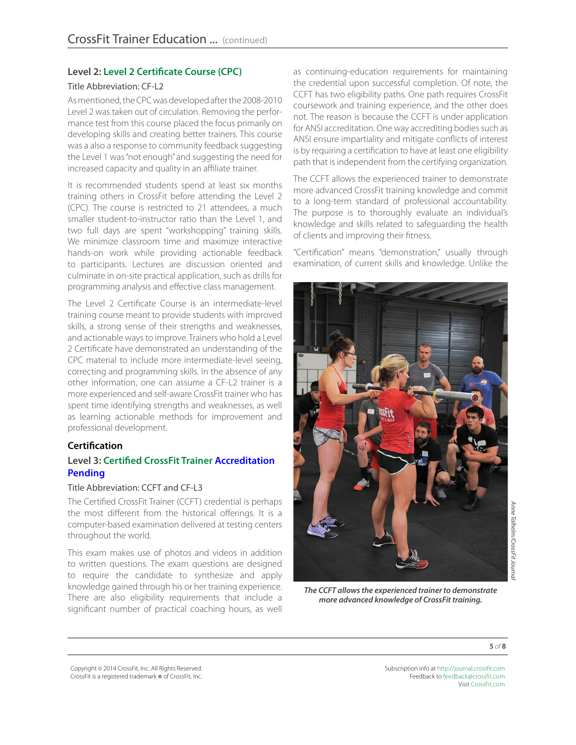### Level 2: Level 2 Certificate Course (CPC)

Title Abbreviation: CF-L2

As mentioned, the CPC was developed after the 2008-2010 Level 2 was taken out of circulation. Removing the performance test from this course placed the focus primarily on developing skills and creating better trainers. This course was a also a response to community feedback suggesting the Level 1 was "not enough" and suggesting the need for increased capacity and quality in an affiliate trainer.

It is recommended students spend at least six months training others in CrossFit before attending the Level 2 (CPC). The course is restricted to 21 attendees, a much smaller student-to-instructor ratio than the Level 1, and two full days are spent "workshopping" training skills. We minimize classroom time and maximize interactive hands-on work while providing actionable feedback to participants. Lectures are discussion oriented and culminate in on-site practical application, such as drills for programming analysis and effective class management.

The Level 2 Certificate Course is an intermediate-level training course meant to provide students with improved skills, a strong sense of their strengths and weaknesses, and actionable ways to improve. Trainers who hold a Level 2 Certificate have demonstrated an understanding of the CPC material to include more intermediate-level seeing, correcting and programming skills. In the absence of any other information, one can assume a CF-L2 trainer is a more experienced and self-aware CrossFit trainer who has spent time identifying strengths and weaknesses, as well as learning actionable methods for improvement and professional development.

### Certification

### Level 3: Certified CrossFit Trainer Accreditation Pending

Title Abbreviation: CCFT and CF-L3

The Certified CrossFit Trainer (CCFT) credential is perhaps the most different from the historical offerings. It is a computer-based examination delivered at testing centers throughout the world.

This exam makes use of photos and videos in addition to written questions. The exam questions are designed to require the candidate to synthesize and apply knowledge gained through his or her training experience. There are also eligibility requirements that include a significant number of practical coaching hours, as well as continuing-education requirements for maintaining the credential upon successful completion. Of note, the CCFT has two eligibility paths. One path requires CrossFit coursework and training experience, and the other does not. The reason is because the CCFT is under application for ANSI accreditation. One way accrediting bodies such as ANSI ensure impartiality and mitigate conflicts of interest is by requiring a certification to have at least one eligibility path that is independent from the certifying organization.

The CCFT allows the experienced trainer to demonstrate more advanced CrossFit training knowledge and commit to a long-term standard of professional accountability. The purpose is to thoroughly evaluate an individual's knowledge and skills related to safeguarding the health of clients and improving their fitness.

"Certification" means "demonstration," usually through examination, of current skills and knowledge. Unlike the

*The CCFT allows the experienced trainer to demonstrate more advanced knowledge of CrossFit training.*

*Anne Talheim/CrossFit Journal*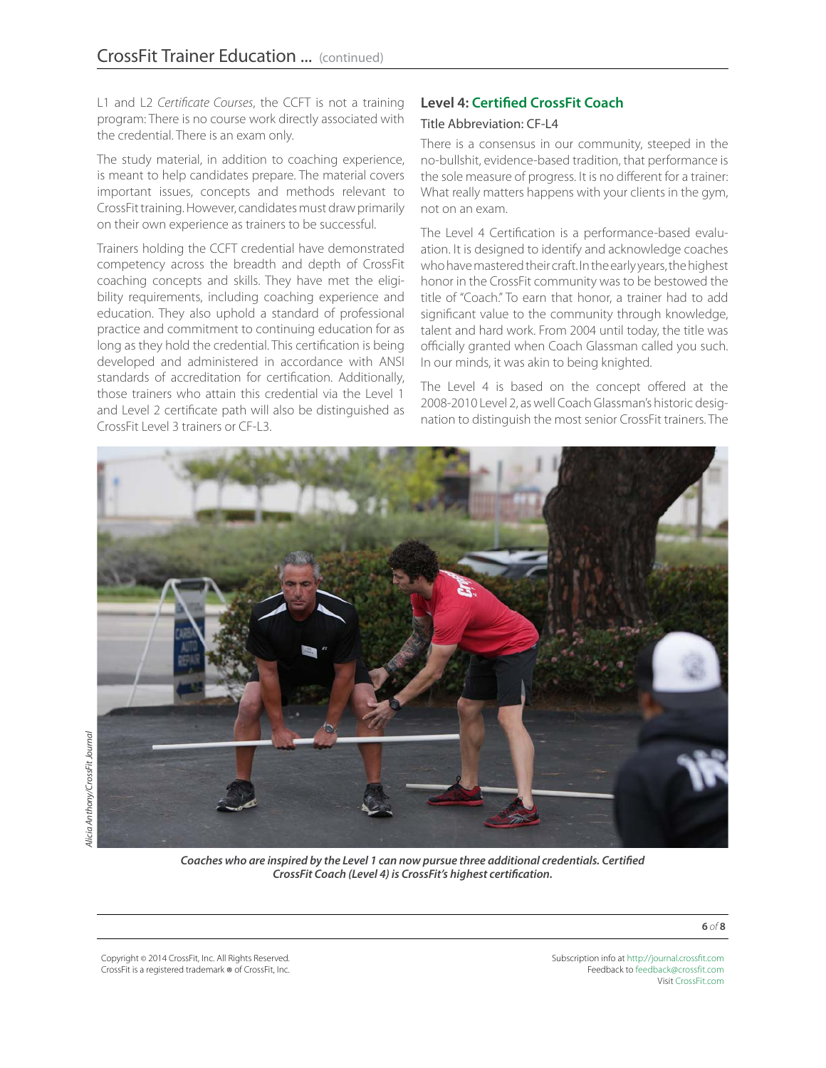L1 and L2 *Certificate Courses*, the CCFT is not a training program: There is no course work directly associated with the credential. There is an exam only.

The study material, in addition to coaching experience, is meant to help candidates prepare. The material covers important issues, concepts and methods relevant to CrossFit training. However, candidates must draw primarily on their own experience as trainers to be successful.

Trainers holding the CCFT credential have demonstrated competency across the breadth and depth of CrossFit coaching concepts and skills. They have met the eligibility requirements, including coaching experience and education. They also uphold a standard of professional practice and commitment to continuing education for as long as they hold the credential. This certification is being developed and administered in accordance with ANSI standards of accreditation for certification. Additionally, those trainers who attain this credential via the Level 1 and Level 2 certificate path will also be distinguished as CrossFit Level 3 trainers or CF-L3.

### Level 4: Certified CrossFit Coach

Title Abbreviation: CF-L4

There is a consensus in our community, steeped in the no-bullshit, evidence-based tradition, that performance is the sole measure of progress. It is no different for a trainer: What really matters happens with your clients in the gym, not on an exam.

The Level 4 Certification is a performance-based evaluation. It is designed to identify and acknowledge coaches who have mastered their craft. In the early years, the highest honor in the CrossFit community was to be bestowed the title of "Coach." To earn that honor, a trainer had to add significant value to the community through knowledge, talent and hard work. From 2004 until today, the title was officially granted when Coach Glassman called you such. In our minds, it was akin to being knighted.

The Level 4 is based on the concept offered at the 2008-2010 Level 2, as well Coach Glassman's historic designation to distinguish the most senior CrossFit trainers. The

*Alicia Anthony/CrossFit Journal*

***Coaches who are inspired by the Level 1 can now pursue three additional credentials. Certified CrossFit Coach (Level 4) is CrossFit's highest certification.***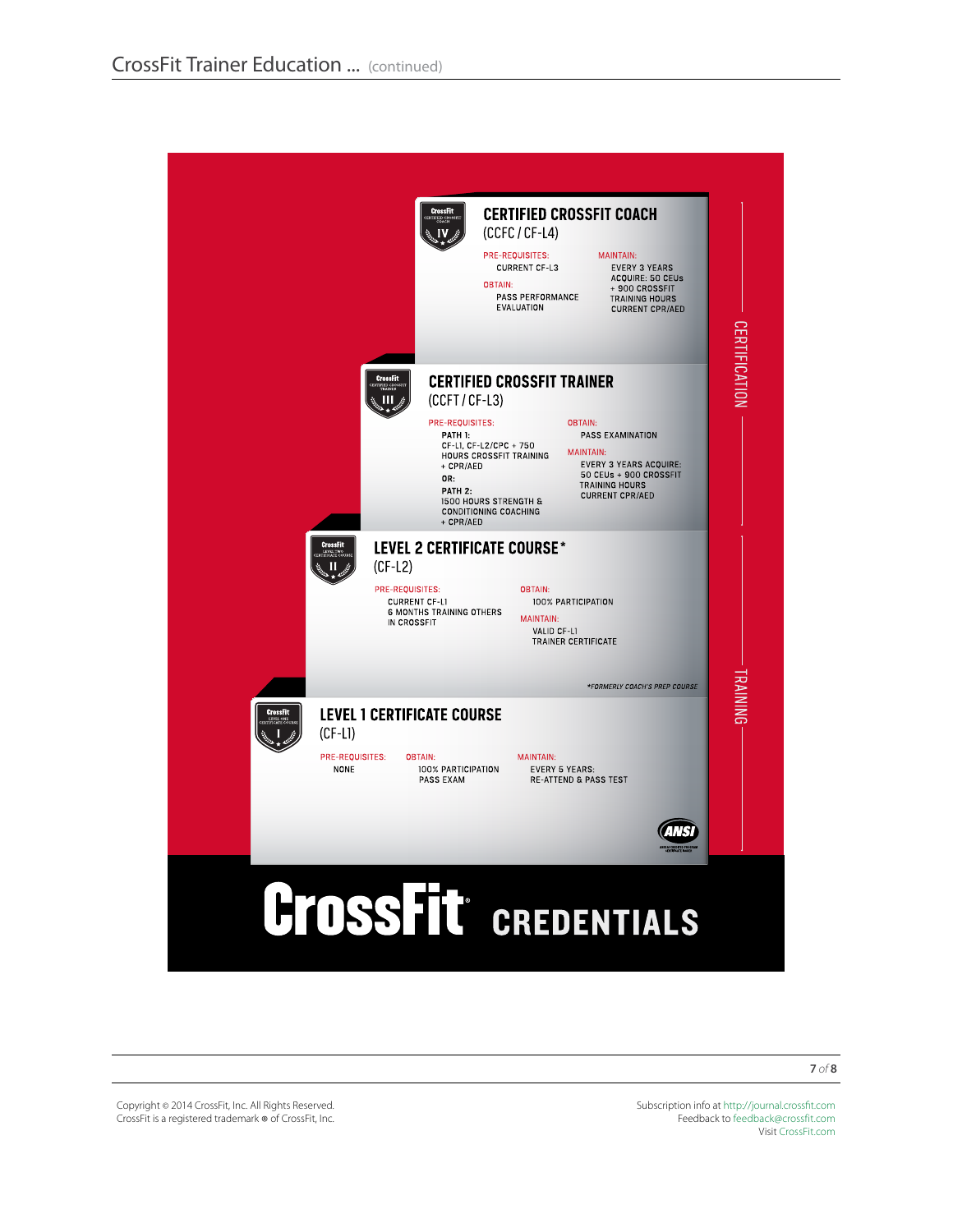## CERTIFIED CROSSFIT COACH
(CCFC / CF-L4)

PRE-REQUISITES:
CURRENT CF-L3

OBTAIN:
PASS PERFORMANCE EVALUATION

MAINTAIN:
EVERY 3 YEARS
ACQUIRE: 50 CEUs + 900 CROSSFIT TRAINING HOURS
CURRENT CPR/AED

## CERTIFIED CROSSFIT TRAINER
(CCFT / CF-L3)

PRE-REQUISITES:
PATH 1:
CF-L1, CF-L2/CPC + 750 HOURS CROSSFIT TRAINING + CPR/AED
OR:
PATH 2:
1500 HOURS STRENGTH & CONDITIONING COACHING + CPR/AED

OBTAIN:
PASS EXAMINATION

MAINTAIN:
EVERY 3 YEARS ACQUIRE: 50 CEUs + 900 CROSSFIT TRAINING HOURS
CURRENT CPR/AED

## LEVEL 2 CERTIFICATE COURSE*
(CF-L2)

PRE-REQUISITES:
CURRENT CF-L1
6 MONTHS TRAINING OTHERS IN CROSSFIT

OBTAIN:
100% PARTICIPATION

MAINTAIN:
VALID CF-L1 TRAINER CERTIFICATE

*FORMERLY COACH'S PREP COURSE

## LEVEL 1 CERTIFICATE COURSE
(CF-L1)

PRE-REQUISITES:
NONE

OBTAIN:
100% PARTICIPATION
PASS EXAM

MAINTAIN:
EVERY 5 YEARS:
RE-ATTEND & PASS TEST

CERTIFICATION

TRAINING

# CrossFit CREDENTIALS

Copyright © 2014 CrossFit, Inc. All Rights Reserved.
CrossFit is a registered trademark ® of CrossFit, Inc.

Subscription info at http://journal.crossfit.com
Feedback to feedback@crossfit.com
Visit CrossFit.com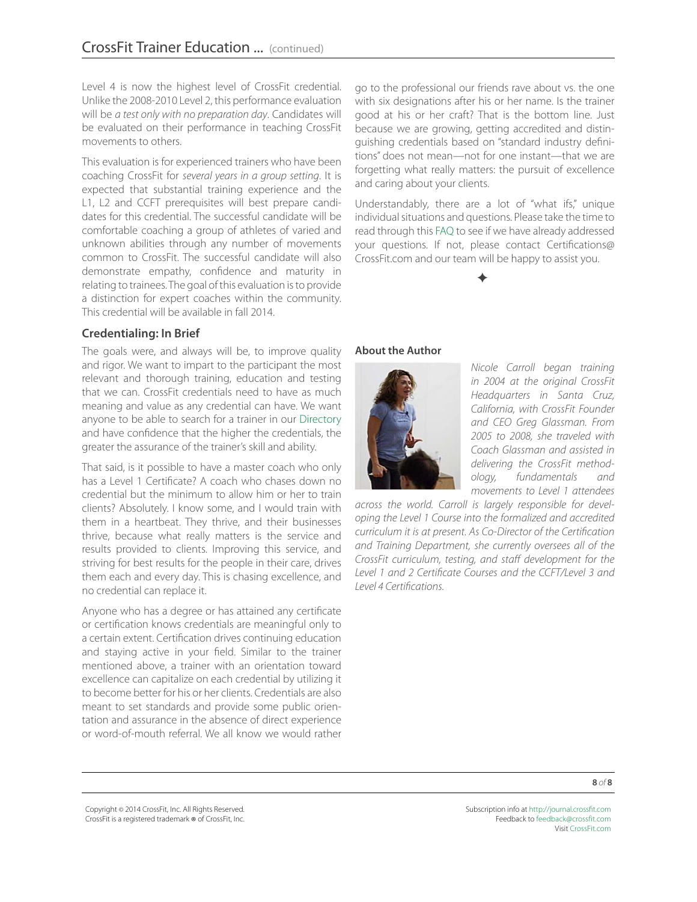Level 4 is now the highest level of CrossFit credential. Unlike the 2008-2010 Level 2, this performance evaluation will be *a test only with no preparation day*. Candidates will be evaluated on their performance in teaching CrossFit movements to others.

This evaluation is for experienced trainers who have been coaching CrossFit for *several years in a group setting*. It is expected that substantial training experience and the L1, L2 and CCFT prerequisites will best prepare candidates for this credential. The successful candidate will be comfortable coaching a group of athletes of varied and unknown abilities through any number of movements common to CrossFit. The successful candidate will also demonstrate empathy, confidence and maturity in relating to trainees. The goal of this evaluation is to provide a distinction for expert coaches within the community. This credential will be available in fall 2014.

### Credentialing: In Brief

The goals were, and always will be, to improve quality and rigor. We want to impart to the participant the most relevant and thorough training, education and testing that we can. CrossFit credentials need to have as much meaning and value as any credential can have. We want anyone to be able to search for a trainer in our Directory and have confidence that the higher the credentials, the greater the assurance of the trainer's skill and ability.

That said, is it possible to have a master coach who only has a Level 1 Certificate? A coach who chases down no credential but the minimum to allow him or her to train clients? Absolutely. I know some, and I would train with them in a heartbeat. They thrive, and their businesses thrive, because what really matters is the service and results provided to clients. Improving this service, and striving for best results for the people in their care, drives them each and every day. This is chasing excellence, and no credential can replace it.

Anyone who has a degree or has attained any certificate or certification knows credentials are meaningful only to a certain extent. Certification drives continuing education and staying active in your field. Similar to the trainer mentioned above, a trainer with an orientation toward excellence can capitalize on each credential by utilizing it to become better for his or her clients. Credentials are also meant to set standards and provide some public orientation and assurance in the absence of direct experience or word-of-mouth referral. We all know we would rather go to the professional our friends rave about vs. the one with six designations after his or her name. Is the trainer good at his or her craft? That is the bottom line. Just because we are growing, getting accredited and distinguishing credentials based on "standard industry definitions" does not mean—not for one instant—that we are forgetting what really matters: the pursuit of excellence and caring about your clients.

Understandably, there are a lot of "what ifs," unique individual situations and questions. Please take the time to read through this FAQ to see if we have already addressed your questions. If not, please contact Certifications@CrossFit.com and our team will be happy to assist you.

✦

### About the Author

*Nicole Carroll began training in 2004 at the original CrossFit Headquarters in Santa Cruz, California, with CrossFit Founder and CEO Greg Glassman. From 2005 to 2008, she traveled with Coach Glassman and assisted in delivering the CrossFit methodology, fundamentals and movements to Level 1 attendees across the world. Carroll is largely responsible for developing the Level 1 Course into the formalized and accredited curriculum it is at present. As Co-Director of the Certification and Training Department, she currently oversees all of the CrossFit curriculum, testing, and staff development for the Level 1 and 2 Certificate Courses and the CCFT/Level 3 and Level 4 Certifications.*